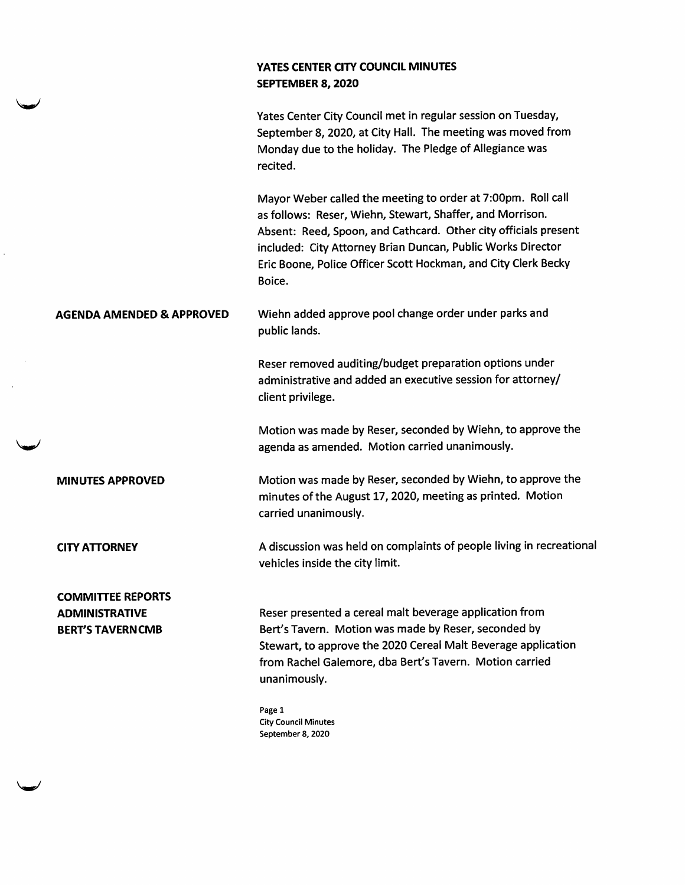# YATES CENTER CITY COUNCIL MINUTES
## SEPTEMBER 8, 2020

Yates Center City Council met in regular session on Tuesday, September 8, 2020, at City Hall. The meeting was moved from Monday due to the holiday. The Pledge of Allegiance was recited.

Mayor Weber called the meeting to order at 7:00pm. Roll call as follows: Reser, Wiehn, Stewart, Shaffer, and Morrison. Absent: Reed, Spoon, and Cathcard. Other city officials present included: City Attorney Brian Duncan, Public Works Director Eric Boone, Police Officer Scott Hockman, and City Clerk Becky Boice.

**AGENDA AMENDED & APPROVED**

Wiehn added approve pool change order under parks and public lands.

Reser removed auditing/budget preparation options under administrative and added an executive session for attorney/ client privilege.

Motion was made by Reser, seconded by Wiehn, to approve the agenda as amended. Motion carried unanimously.

**MINUTES APPROVED**

Motion was made by Reser, seconded by Wiehn, to approve the minutes of the August 17, 2020, meeting as printed. Motion carried unanimously.

**CITY ATTORNEY**

A discussion was held on complaints of people living in recreational vehicles inside the city limit.

**COMMITTEE REPORTS**
**ADMINISTRATIVE**
**BERT'S TAVERN CMB**

Reser presented a cereal malt beverage application from Bert's Tavern. Motion was made by Reser, seconded by Stewart, to approve the 2020 Cereal Malt Beverage application from Rachel Galemore, dba Bert's Tavern. Motion carried unanimously.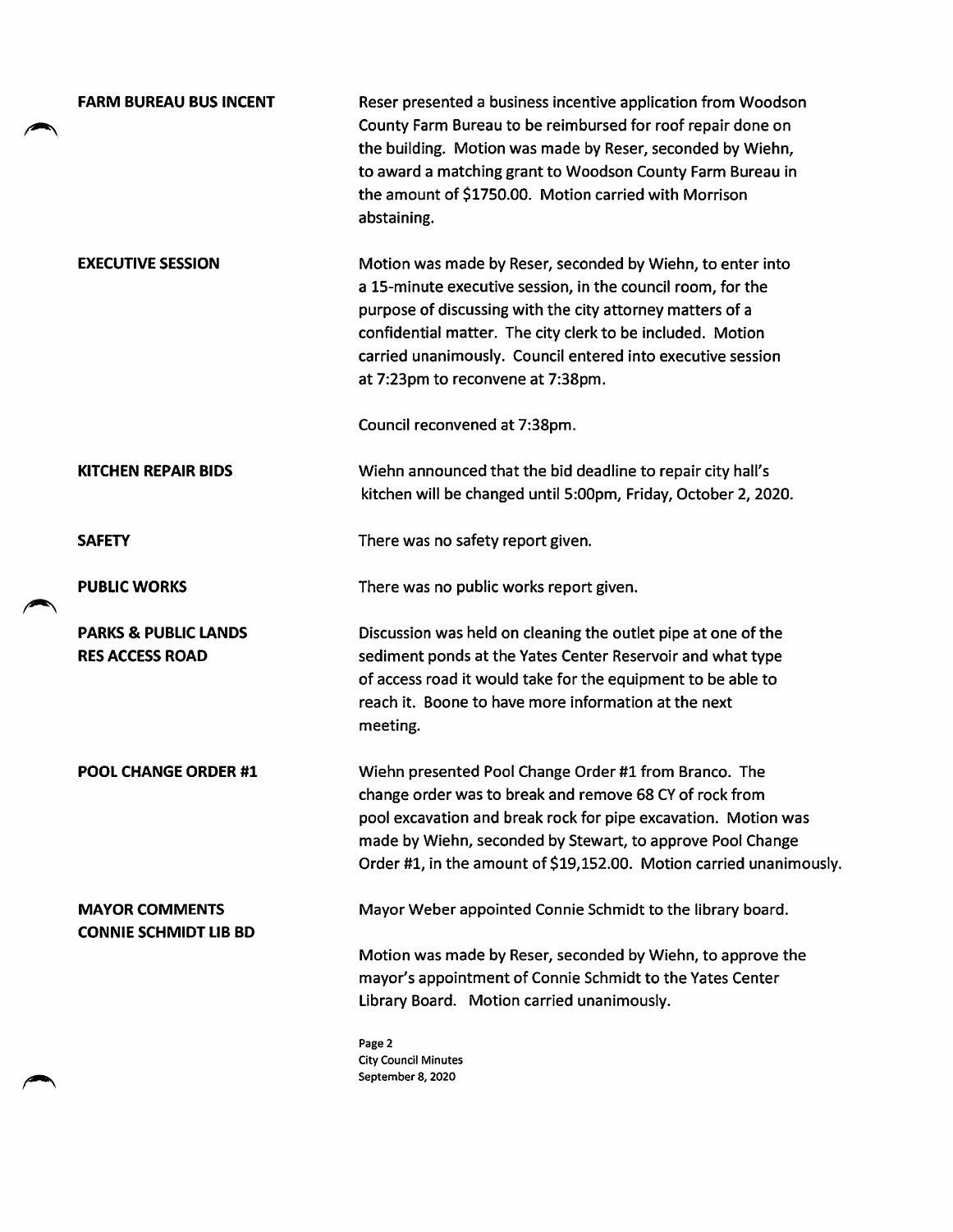**FARM BUREAU BUS INCENT**

Reser presented a business incentive application from Woodson County Farm Bureau to be reimbursed for roof repair done on the building. Motion was made by Reser, seconded by Wiehn, to award a matching grant to Woodson County Farm Bureau in the amount of $1750.00. Motion carried with Morrison abstaining.

**EXECUTIVE SESSION**

Motion was made by Reser, seconded by Wiehn, to enter into a 15-minute executive session, in the council room, for the purpose of discussing with the city attorney matters of a confidential matter. The city clerk to be included. Motion carried unanimously. Council entered into executive session at 7:23pm to reconvene at 7:38pm.

Council reconvened at 7:38pm.

**KITCHEN REPAIR BIDS**

Wiehn announced that the bid deadline to repair city hall's kitchen will be changed until 5:00pm, Friday, October 2, 2020.

**SAFETY**

There was no safety report given.

**PUBLIC WORKS**

There was no public works report given.

**PARKS & PUBLIC LANDS**
**RES ACCESS ROAD**

Discussion was held on cleaning the outlet pipe at one of the sediment ponds at the Yates Center Reservoir and what type of access road it would take for the equipment to be able to reach it. Boone to have more information at the next meeting.

**POOL CHANGE ORDER #1**

Wiehn presented Pool Change Order #1 from Branco. The change order was to break and remove 68 CY of rock from pool excavation and break rock for pipe excavation. Motion was made by Wiehn, seconded by Stewart, to approve Pool Change Order #1, in the amount of $19,152.00. Motion carried unanimously.

**MAYOR COMMENTS**
**CONNIE SCHMIDT LIB BD**

Mayor Weber appointed Connie Schmidt to the library board.

Motion was made by Reser, seconded by Wiehn, to approve the mayor's appointment of Connie Schmidt to the Yates Center Library Board. Motion carried unanimously.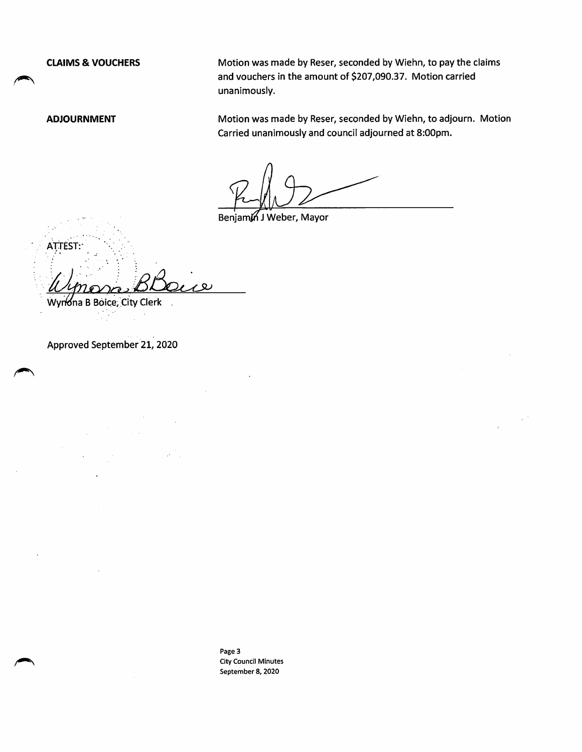**CLAIMS & VOUCHERS**

Motion was made by Reser, seconded by Wiehn, to pay the claims and vouchers in the amount of $207,090.37. Motion carried unanimously.

**ADJOURNMENT**

Motion was made by Reser, seconded by Wiehn, to adjourn. Motion Carried unanimously and council adjourned at 8:00pm.

Benjamin J Weber, Mayor

ATTEST:

Wynona B Boice, City Clerk

Approved September 21, 2020